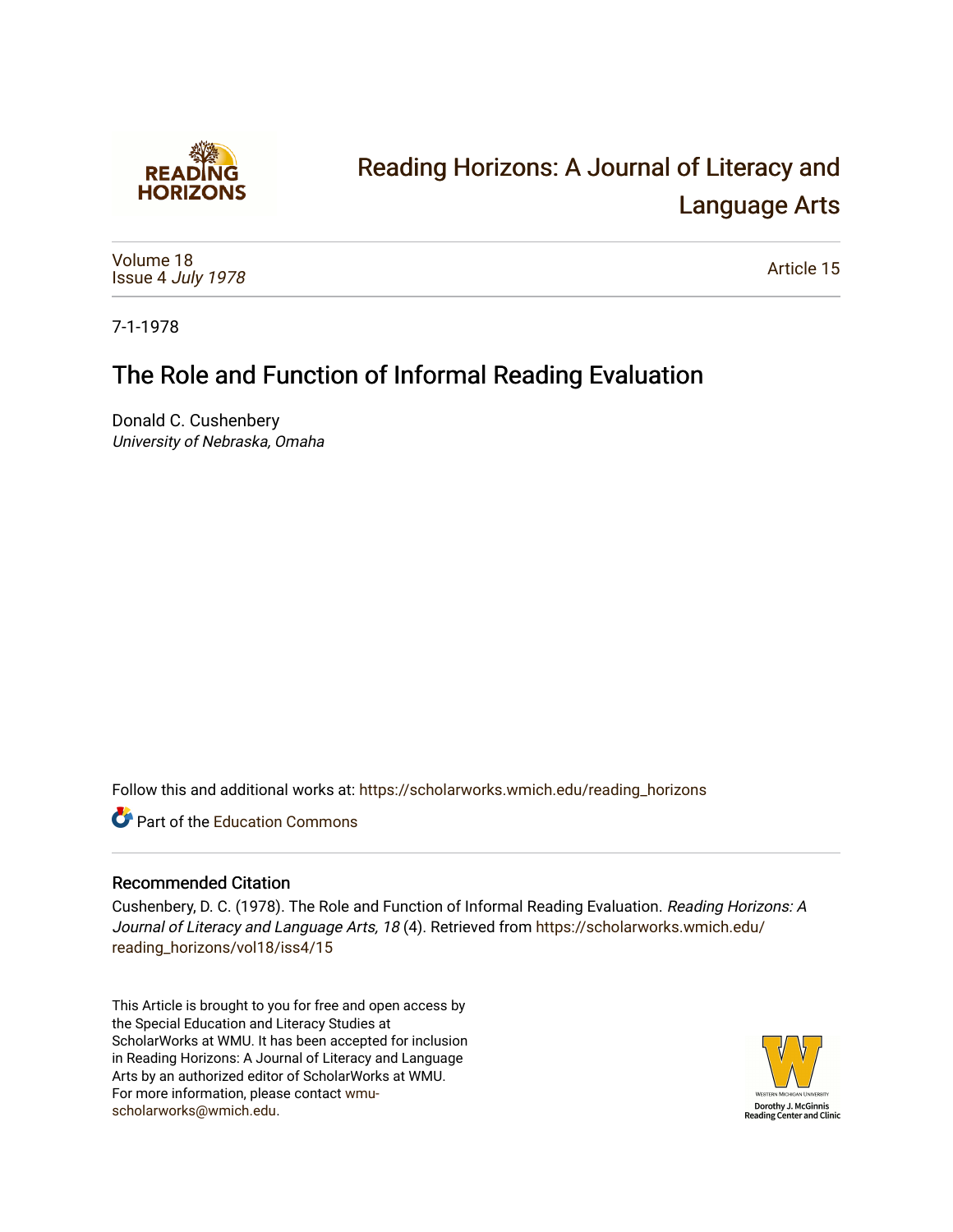# Reading Horizons: A Journal of Literacy and Language Arts

Volume 18
Issue 4 *July 1978*

Article 15

7-1-1978

## The Role and Function of Informal Reading Evaluation

Donald C. Cushenbery
*University of Nebraska, Omaha*

Follow this and additional works at: https://scholarworks.wmich.edu/reading_horizons

Part of the Education Commons

### Recommended Citation

Cushenbery, D. C. (1978). The Role and Function of Informal Reading Evaluation. *Reading Horizons: A Journal of Literacy and Language Arts, 18* (4). Retrieved from https://scholarworks.wmich.edu/reading_horizons/vol18/iss4/15

This Article is brought to you for free and open access by the Special Education and Literacy Studies at ScholarWorks at WMU. It has been accepted for inclusion in Reading Horizons: A Journal of Literacy and Language Arts by an authorized editor of ScholarWorks at WMU. For more information, please contact wmu-scholarworks@wmich.edu.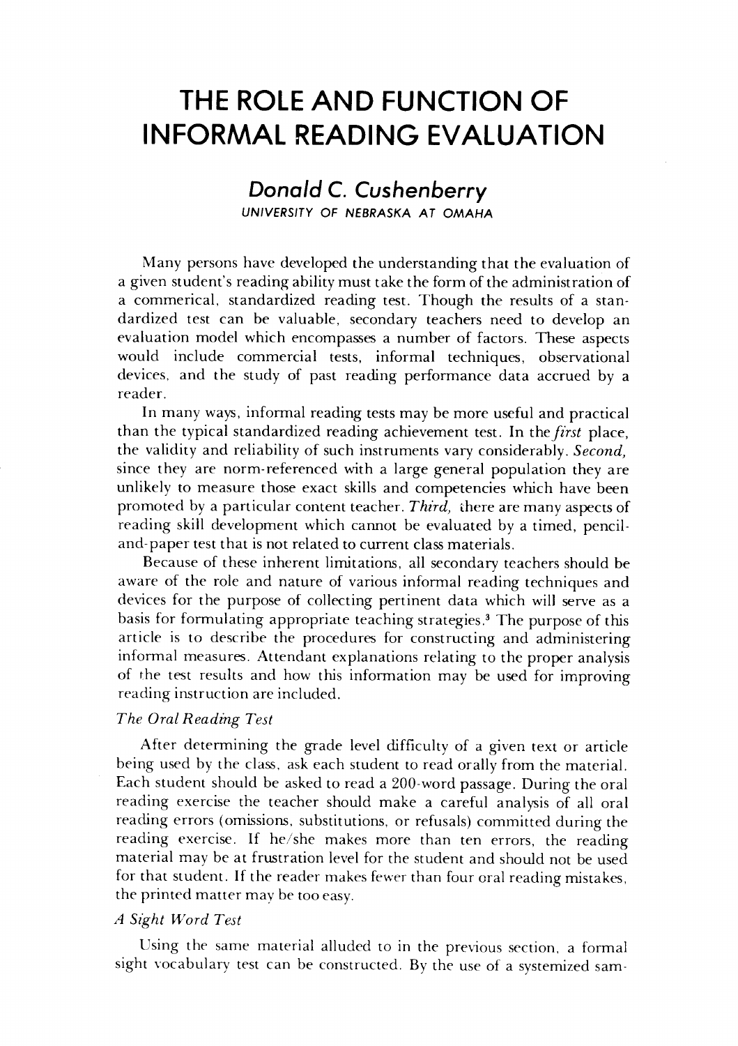# THE ROLE AND FUNCTION OF INFORMAL READING EVALUATION

## *Donald C. Cushenberry*

UNIVERSITY OF NEBRASKA AT OMAHA

Many persons have developed the understanding that the evaluation of a given student's reading ability must take the form of the administration of a commerical, standardized reading test. Though the results of a standardized test can be valuable, secondary teachers need to develop an evaluation model which encompasses a number of factors. These aspects would include commercial tests, informal techniques, observational devices, and the study of past reading performance data accrued by a reader.

In many ways, informal reading tests may be more useful and practical than the typical standardized reading achievement test. In the *first* place, the validity and reliability of such instruments vary considerably. *Second,* since they are norm-referenced with a large general population they are unlikely to measure those exact skills and competencies which have been promoted by a particular content teacher. *Third,* there are many aspects of reading skill development which cannot be evaluated by a timed, pencil-and-paper test that is not related to current class materials.

Because of these inherent limitations, all secondary teachers should be aware of the role and nature of various informal reading techniques and devices for the purpose of collecting pertinent data which will serve as a basis for formulating appropriate teaching strategies.[3] The purpose of this article is to describe the procedures for constructing and administering informal measures. Attendant explanations relating to the proper analysis of the test results and how this information may be used for improving reading instruction are included.

*The Oral Reading Test*

After determining the grade level difficulty of a given text or article being used by the class, ask each student to read orally from the material. Each student should be asked to read a 200-word passage. During the oral reading exercise the teacher should make a careful analysis of all oral reading errors (omissions, substitutions, or refusals) committed during the reading exercise. If he/she makes more than ten errors, the reading material may be at frustration level for the student and should not be used for that student. If the reader makes fewer than four oral reading mistakes, the printed matter may be too easy.

*A Sight Word Test*

Using the same material alluded to in the previous section, a formal sight vocabulary test can be constructed. By the use of a systemized sam-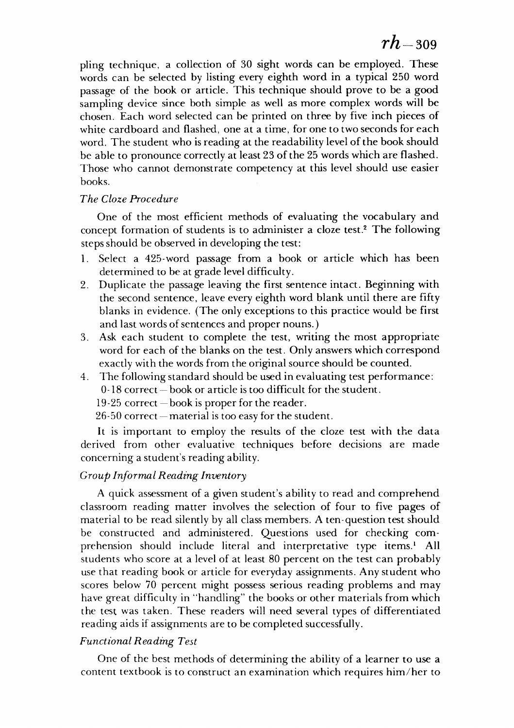pling technique, a collection of 30 sight words can be employed. These words can be selected by listing every eighth word in a typical 250 word passage of the book or article. This technique should prove to be a good sampling device since both simple as well as more complex words will be chosen. Each word selected can be printed on three by five inch pieces of white cardboard and flashed, one at a time, for one to two seconds for each word. The student who is reading at the readability level of the book should be able to pronounce correctly at least 23 of the 25 words which are flashed. Those who cannot demonstrate competency at this level should use easier books.

### *The Cloze Procedure*

One of the most efficient methods of evaluating the vocabulary and concept formation of students is to administer a cloze test.[2] The following steps should be observed in developing the test:

1. Select a 425-word passage from a book or article which has been determined to be at grade level difficulty.
2. Duplicate the passage leaving the first sentence intact. Beginning with the second sentence, leave every eighth word blank until there are fifty blanks in evidence. (The only exceptions to this practice would be first and last words of sentences and proper nouns.)
3. Ask each student to complete the test, writing the most appropriate word for each of the blanks on the test. Only answers which correspond exactly with the words from the original source should be counted.
4. The following standard should be used in evaluating test performance:
   0-18 correct — book or article is too difficult for the student.
   19-25 correct — book is proper for the reader.
   26-50 correct — material is too easy for the student.

It is important to employ the results of the cloze test with the data derived from other evaluative techniques before decisions are made concerning a student's reading ability.

### *Group Informal Reading Inventory*

A quick assessment of a given student's ability to read and comprehend classroom reading matter involves the selection of four to five pages of material to be read silently by all class members. A ten-question test should be constructed and administered. Questions used for checking comprehension should include literal and interpretative type items.[1] All students who score at a level of at least 80 percent on the test can probably use that reading book or article for everyday assignments. Any student who scores below 70 percent might possess serious reading problems and may have great difficulty in "handling" the books or other materials from which the test was taken. These readers will need several types of differentiated reading aids if assignments are to be completed successfully.

### *Functional Reading Test*

One of the best methods of determining the ability of a learner to use a content textbook is to construct an examination which requires him/her to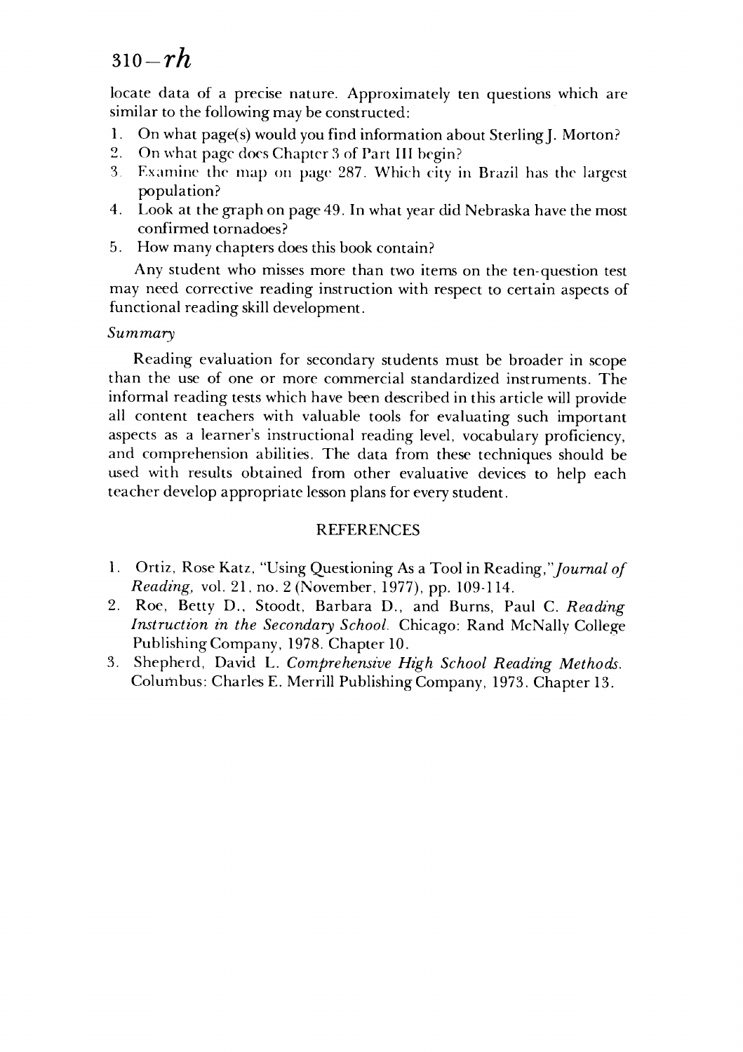locate data of a precise nature. Approximately ten questions which are similar to the following may be constructed:

1. On what page(s) would you find information about Sterling J. Morton?
2. On what page does Chapter 3 of Part III begin?
3. Examine the map on page 287. Which city in Brazil has the largest population?
4. Look at the graph on page 49. In what year did Nebraska have the most confirmed tornadoes?
5. How many chapters does this book contain?

Any student who misses more than two items on the ten-question test may need corrective reading instruction with respect to certain aspects of functional reading skill development.

*Summary*

Reading evaluation for secondary students must be broader in scope than the use of one or more commercial standardized instruments. The informal reading tests which have been described in this article will provide all content teachers with valuable tools for evaluating such important aspects as a learner's instructional reading level, vocabulary proficiency, and comprehension abilities. The data from these techniques should be used with results obtained from other evaluative devices to help each teacher develop appropriate lesson plans for every student.

## REFERENCES

1. Ortiz, Rose Katz, "Using Questioning As a Tool in Reading," *Journal of Reading*, vol. 21, no. 2 (November, 1977), pp. 109-114.
2. Roe, Betty D., Stoodt, Barbara D., and Burns, Paul C. *Reading Instruction in the Secondary School*. Chicago: Rand McNally College Publishing Company, 1978. Chapter 10.
3. Shepherd, David L. *Comprehensive High School Reading Methods*. Columbus: Charles E. Merrill Publishing Company, 1973. Chapter 13.